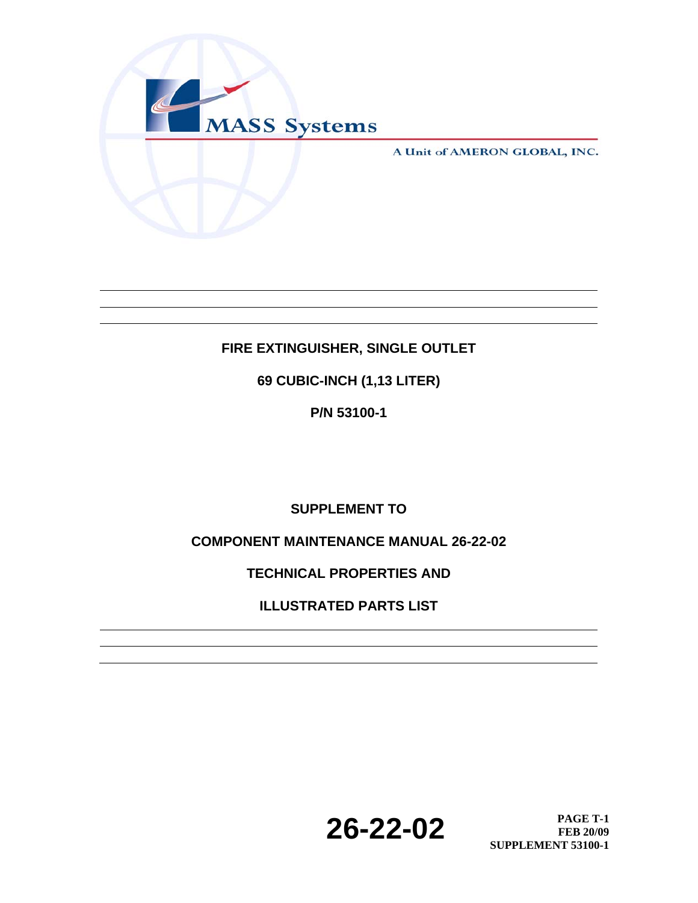MASS Systems

A Unit of AMERON GLOBAL, INC.

# FIRE EXTINGUISHER, SINGLE OUTLET

## 69 CUBIC-INCH (1,13 LITER)

## P/N 53100-1

## SUPPLEMENT TO

## COMPONENT MAINTENANCE MANUAL 26-22-02

## TECHNICAL PROPERTIES AND

## ILLUSTRATED PARTS LIST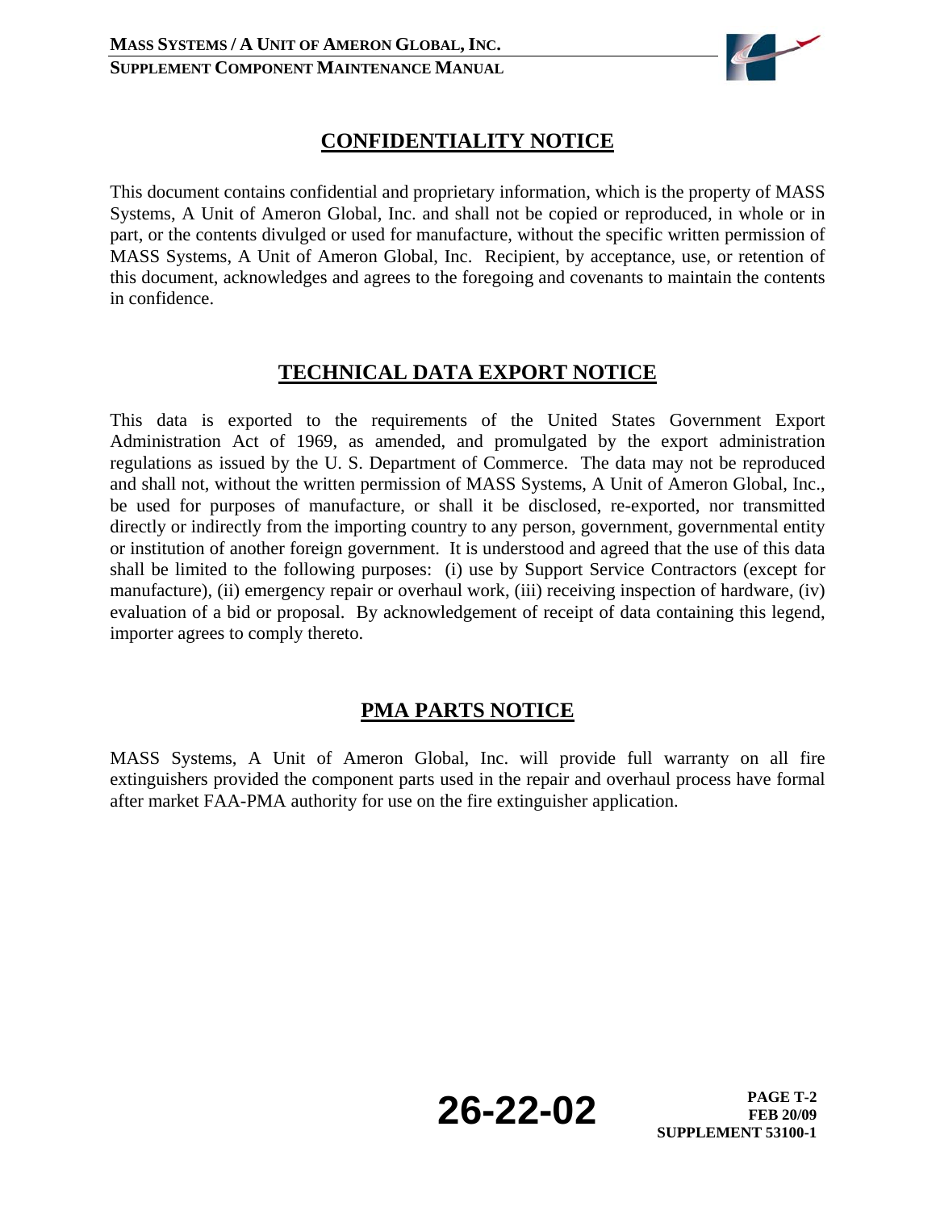## CONFIDENTIALITY NOTICE

This document contains confidential and proprietary information, which is the property of MASS Systems, A Unit of Ameron Global, Inc. and shall not be copied or reproduced, in whole or in part, or the contents divulged or used for manufacture, without the specific written permission of MASS Systems, A Unit of Ameron Global, Inc. Recipient, by acceptance, use, or retention of this document, acknowledges and agrees to the foregoing and covenants to maintain the contents in confidence.

## TECHNICAL DATA EXPORT NOTICE

This data is exported to the requirements of the United States Government Export Administration Act of 1969, as amended, and promulgated by the export administration regulations as issued by the U. S. Department of Commerce. The data may not be reproduced and shall not, without the written permission of MASS Systems, A Unit of Ameron Global, Inc., be used for purposes of manufacture, or shall it be disclosed, re-exported, nor transmitted directly or indirectly from the importing country to any person, government, governmental entity or institution of another foreign government. It is understood and agreed that the use of this data shall be limited to the following purposes: (i) use by Support Service Contractors (except for manufacture), (ii) emergency repair or overhaul work, (iii) receiving inspection of hardware, (iv) evaluation of a bid or proposal. By acknowledgement of receipt of data containing this legend, importer agrees to comply thereto.

## PMA PARTS NOTICE

MASS Systems, A Unit of Ameron Global, Inc. will provide full warranty on all fire extinguishers provided the component parts used in the repair and overhaul process have formal after market FAA-PMA authority for use on the fire extinguisher application.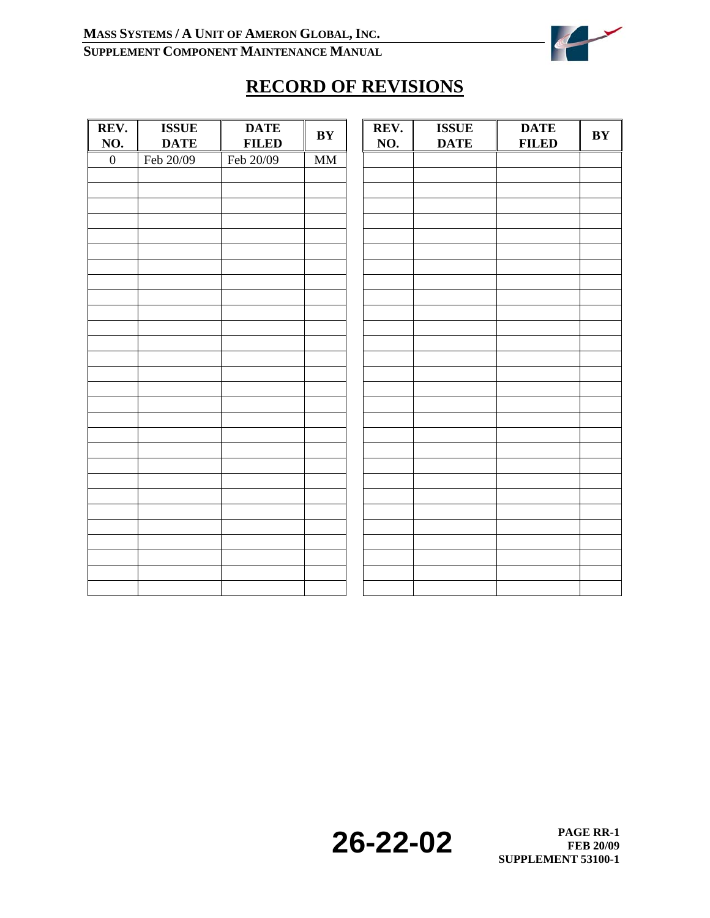# RECORD OF REVISIONS

| REV. NO. | ISSUE DATE | DATE FILED | BY | REV. NO. | ISSUE DATE | DATE FILED | BY |
|---|---|---|---|---|---|---|---|
| 0 | Feb 20/09 | Feb 20/09 | MM | | | | |
| | | | | | | | |
| | | | | | | | |
| | | | | | | | |
| | | | | | | | |
| | | | | | | | |
| | | | | | | | |
| | | | | | | | |
| | | | | | | | |
| | | | | | | | |
| | | | | | | | |
| | | | | | | | |
| | | | | | | | |
| | | | | | | | |
| | | | | | | | |
| | | | | | | | |
| | | | | | | | |
| | | | | | | | |
| | | | | | | | |
| | | | | | | | |
| | | | | | | | |
| | | | | | | | |
| | | | | | | | |
| | | | | | | | |
| | | | | | | | |
| | | | | | | | |
| | | | | | | | |
| | | | | | | | |
| | | | | | | | |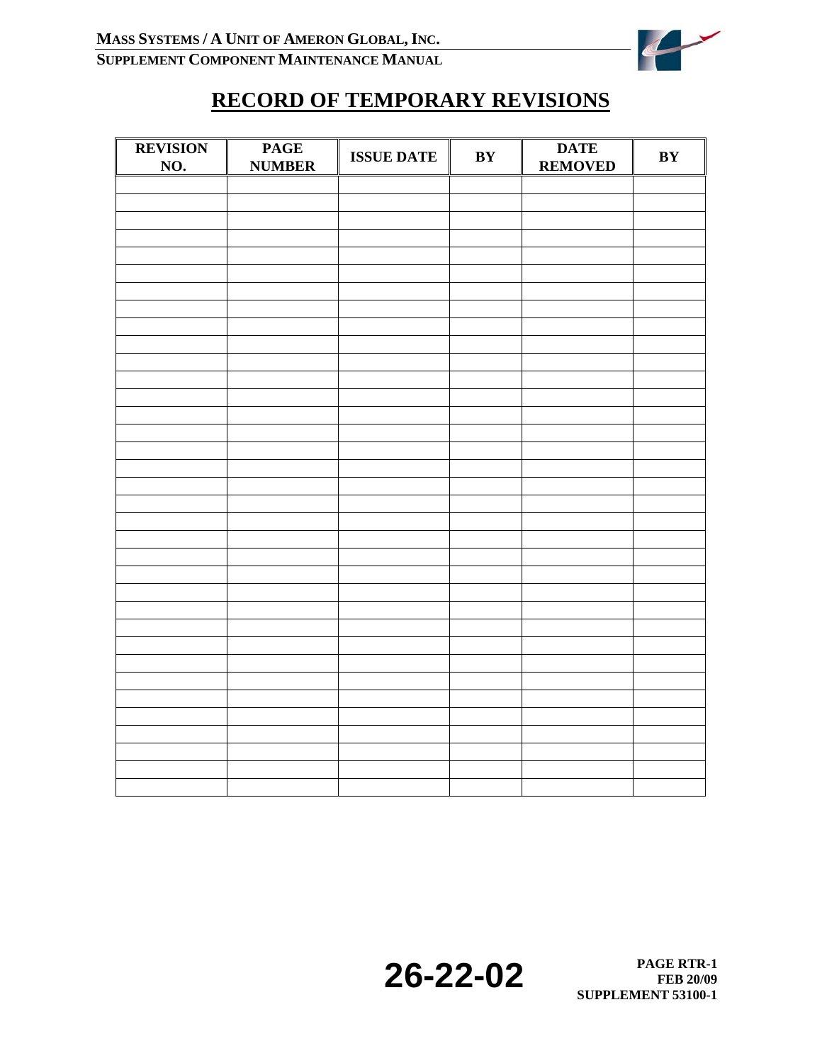# RECORD OF TEMPORARY REVISIONS

| REVISION NO. | PAGE NUMBER | ISSUE DATE | BY | DATE REMOVED | BY |
|---|---|---|---|---|---|
| | | | | | |
| | | | | | |
| | | | | | |
| | | | | | |
| | | | | | |
| | | | | | |
| | | | | | |
| | | | | | |
| | | | | | |
| | | | | | |
| | | | | | |
| | | | | | |
| | | | | | |
| | | | | | |
| | | | | | |
| | | | | | |
| | | | | | |
| | | | | | |
| | | | | | |
| | | | | | |
| | | | | | |
| | | | | | |
| | | | | | |
| | | | | | |
| | | | | | |
| | | | | | |
| | | | | | |
| | | | | | |
| | | | | | |
| | | | | | |
| | | | | | |
| | | | | | |
| | | | | | |
| | | | | | |
| | | | | | |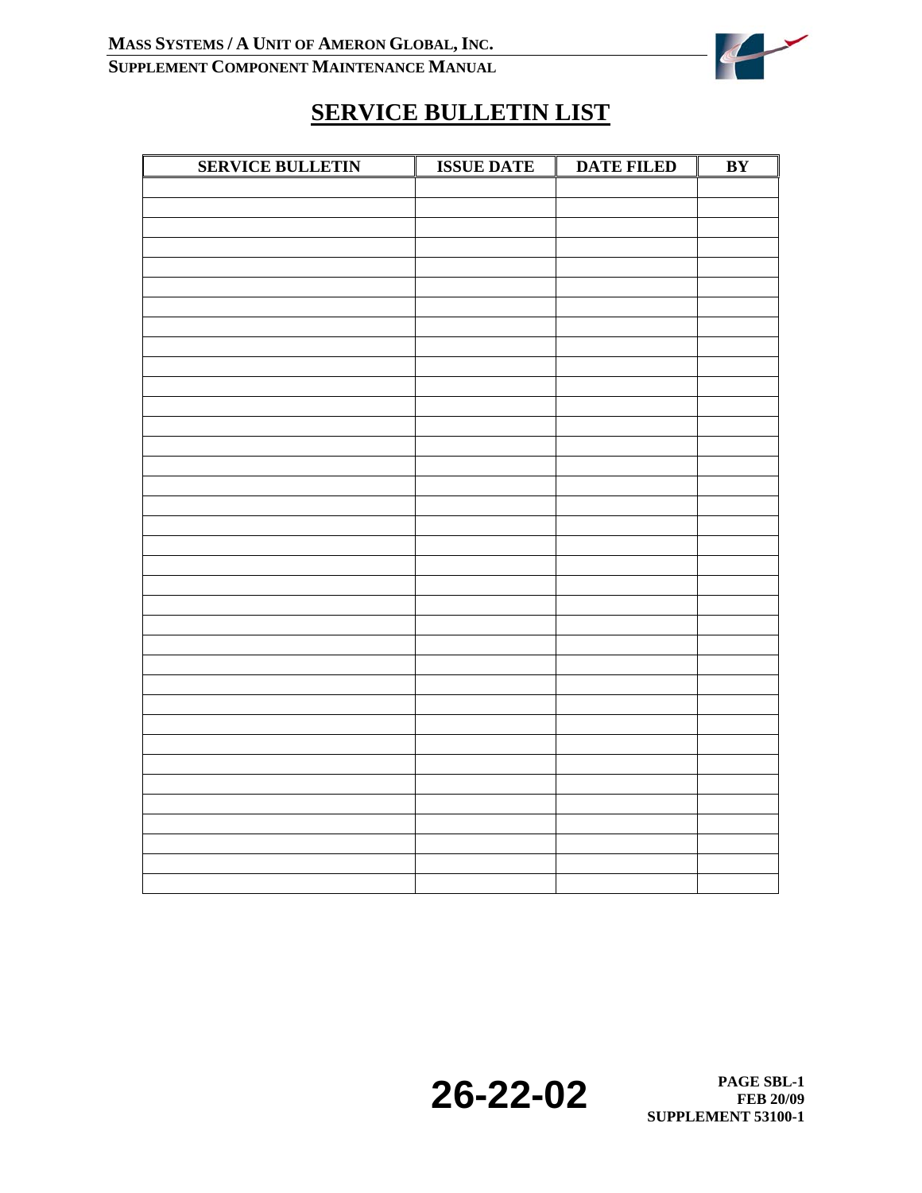# SERVICE BULLETIN LIST

| SERVICE BULLETIN | ISSUE DATE | DATE FILED | BY |
|---|---|---|---|
| | | | |
| | | | |
| | | | |
| | | | |
| | | | |
| | | | |
| | | | |
| | | | |
| | | | |
| | | | |
| | | | |
| | | | |
| | | | |
| | | | |
| | | | |
| | | | |
| | | | |
| | | | |
| | | | |
| | | | |
| | | | |
| | | | |
| | | | |
| | | | |
| | | | |
| | | | |
| | | | |
| | | | |
| | | | |
| | | | |
| | | | |
| | | | |
| | | | |
| | | | |
| | | | |
| | | | |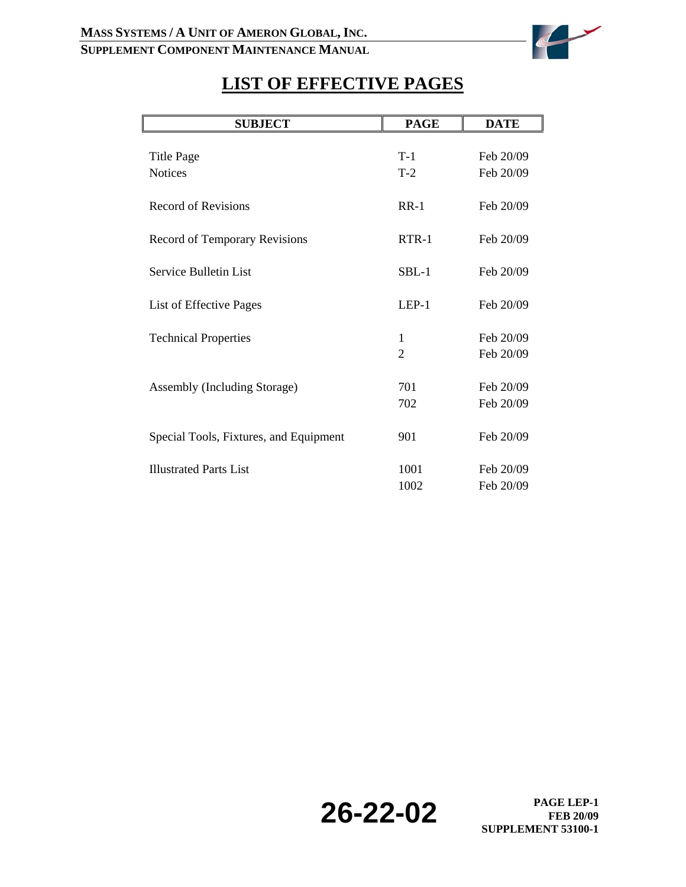# LIST OF EFFECTIVE PAGES

| SUBJECT | PAGE | DATE |
|---|---|---|
| Title Page | T-1 | Feb 20/09 |
| Notices | T-2 | Feb 20/09 |
| Record of Revisions | RR-1 | Feb 20/09 |
| Record of Temporary Revisions | RTR-1 | Feb 20/09 |
| Service Bulletin List | SBL-1 | Feb 20/09 |
| List of Effective Pages | LEP-1 | Feb 20/09 |
| Technical Properties | 1 | Feb 20/09 |
| | 2 | Feb 20/09 |
| Assembly (Including Storage) | 701 | Feb 20/09 |
| | 702 | Feb 20/09 |
| Special Tools, Fixtures, and Equipment | 901 | Feb 20/09 |
| Illustrated Parts List | 1001 | Feb 20/09 |
| | 1002 | Feb 20/09 |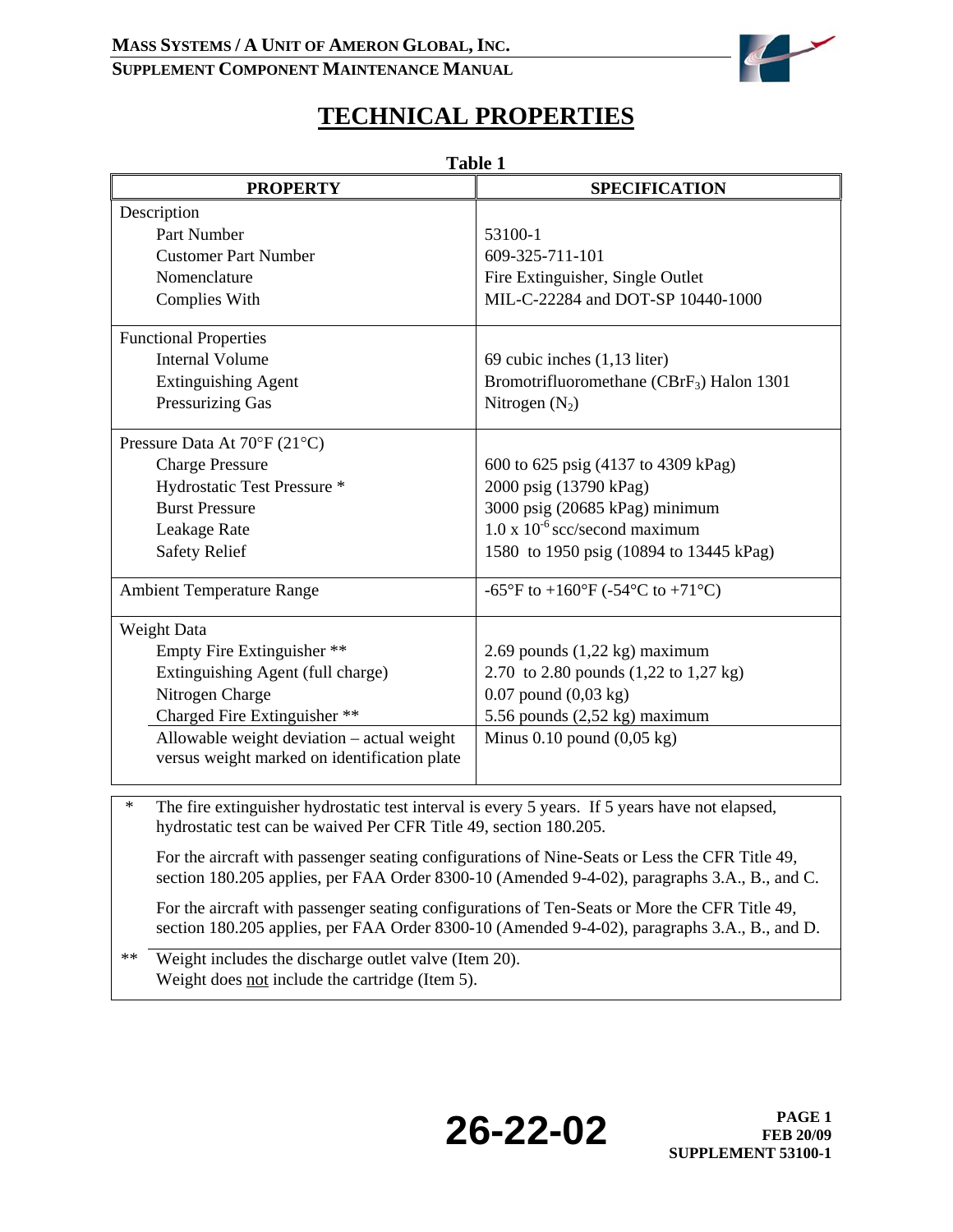# TECHNICAL PROPERTIES

**Table 1**

| PROPERTY | SPECIFICATION |
|---|---|
| Description | |
| Part Number | 53100-1 |
| Customer Part Number | 609-325-711-101 |
| Nomenclature | Fire Extinguisher, Single Outlet |
| Complies With | MIL-C-22284 and DOT-SP 10440-1000 |
| Functional Properties | |
| Internal Volume | 69 cubic inches (1,13 liter) |
| Extinguishing Agent | Bromotrifluoromethane ($CBrF_3$) Halon 1301 |
| Pressurizing Gas | Nitrogen ($N_2$) |
| Pressure Data At 70°F (21°C) | |
| Charge Pressure | 600 to 625 psig (4137 to 4309 kPag) |
| Hydrostatic Test Pressure * | 2000 psig (13790 kPag) |
| Burst Pressure | 3000 psig (20685 kPag) minimum |
| Leakage Rate | $1.0 \times 10^{-6}$ scc/second maximum |
| Safety Relief | 1580 to 1950 psig (10894 to 13445 kPag) |
| Ambient Temperature Range | -65°F to +160°F (-54°C to +71°C) |
| Weight Data | |
| Empty Fire Extinguisher ** | 2.69 pounds (1,22 kg) maximum |
| Extinguishing Agent (full charge) | 2.70 to 2.80 pounds (1,22 to 1,27 kg) |
| Nitrogen Charge | 0.07 pound (0,03 kg) |
| Charged Fire Extinguisher ** | 5.56 pounds (2,52 kg) maximum |
| Allowable weight deviation – actual weight versus weight marked on identification plate | Minus 0.10 pound (0,05 kg) |

\* The fire extinguisher hydrostatic test interval is every 5 years. If 5 years have not elapsed, hydrostatic test can be waived Per CFR Title 49, section 180.205.

For the aircraft with passenger seating configurations of Nine-Seats or Less the CFR Title 49, section 180.205 applies, per FAA Order 8300-10 (Amended 9-4-02), paragraphs 3.A., B., and C.

For the aircraft with passenger seating configurations of Ten-Seats or More the CFR Title 49, section 180.205 applies, per FAA Order 8300-10 (Amended 9-4-02), paragraphs 3.A., B., and D.

\*\* Weight includes the discharge outlet valve (Item 20).
Weight does not include the cartridge (Item 5).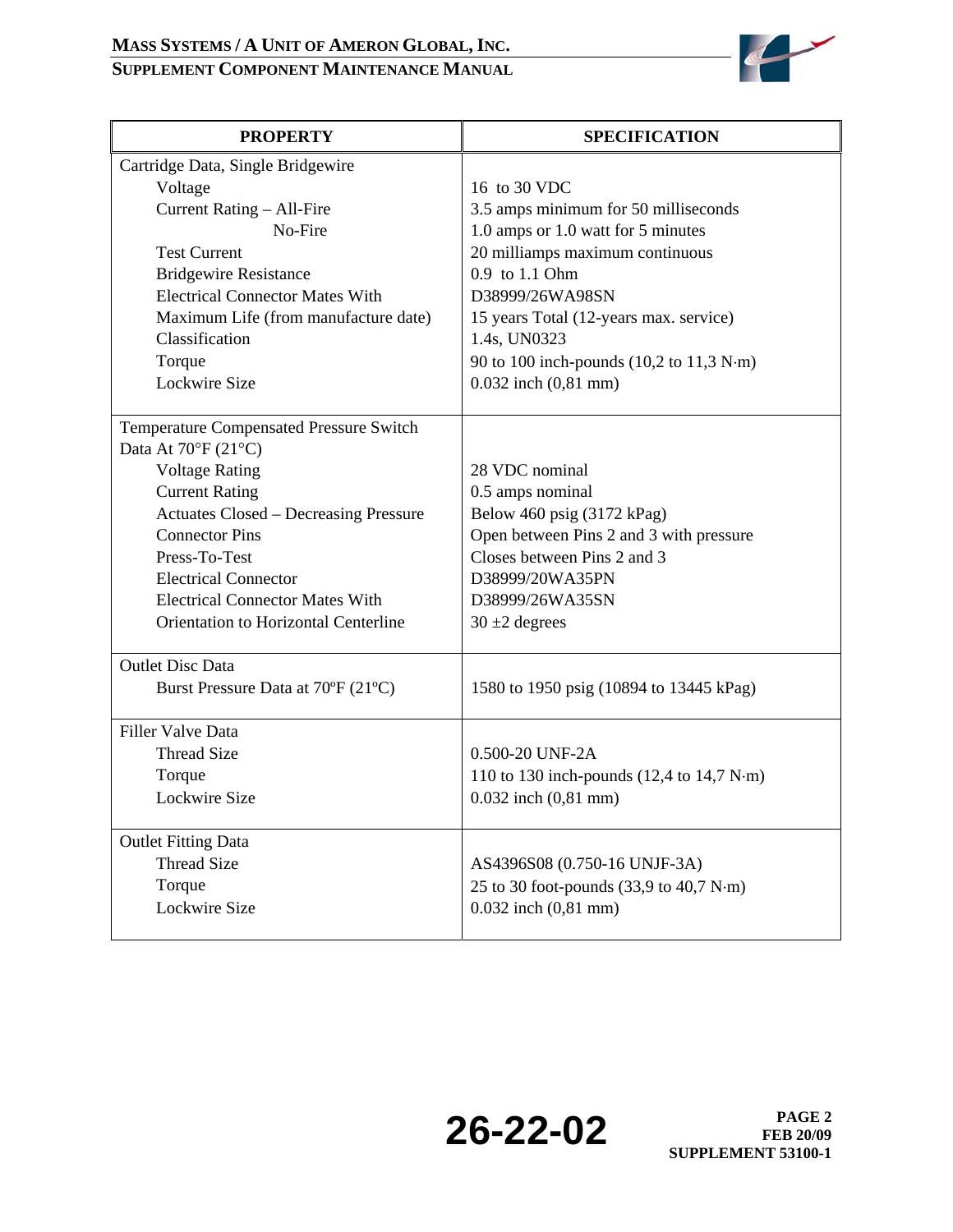| PROPERTY | SPECIFICATION |
|---|---|
| **Cartridge Data, Single Bridgewire** | |
| Voltage | 16 to 30 VDC |
| Current Rating – All-Fire | 3.5 amps minimum for 50 milliseconds |
| No-Fire | 1.0 amps or 1.0 watt for 5 minutes |
| Test Current | 20 milliamps maximum continuous |
| Bridgewire Resistance | 0.9 to 1.1 Ohm |
| Electrical Connector Mates With | D38999/26WA98SN |
| Maximum Life (from manufacture date) | 15 years Total (12-years max. service) |
| Classification | 1.4s, UN0323 |
| Torque | 90 to 100 inch-pounds (10,2 to 11,3 N·m) |
| Lockwire Size | 0.032 inch (0,81 mm) |
| **Temperature Compensated Pressure Switch Data At 70°F (21°C)** | |
| Voltage Rating | 28 VDC nominal |
| Current Rating | 0.5 amps nominal |
| Actuates Closed – Decreasing Pressure | Below 460 psig (3172 kPag) |
| Connector Pins | Open between Pins 2 and 3 with pressure |
| Press-To-Test | Closes between Pins 2 and 3 |
| Electrical Connector | D38999/20WA35PN |
| Electrical Connector Mates With | D38999/26WA35SN |
| Orientation to Horizontal Centerline | 30 ±2 degrees |
| **Outlet Disc Data** | |
| Burst Pressure Data at 70ºF (21ºC) | 1580 to 1950 psig (10894 to 13445 kPag) |
| **Filler Valve Data** | |
| Thread Size | 0.500-20 UNF-2A |
| Torque | 110 to 130 inch-pounds (12,4 to 14,7 N·m) |
| Lockwire Size | 0.032 inch (0,81 mm) |
| **Outlet Fitting Data** | |
| Thread Size | AS4396S08 (0.750-16 UNJF-3A) |
| Torque | 25 to 30 foot-pounds (33,9 to 40,7 N·m) |
| Lockwire Size | 0.032 inch (0,81 mm) |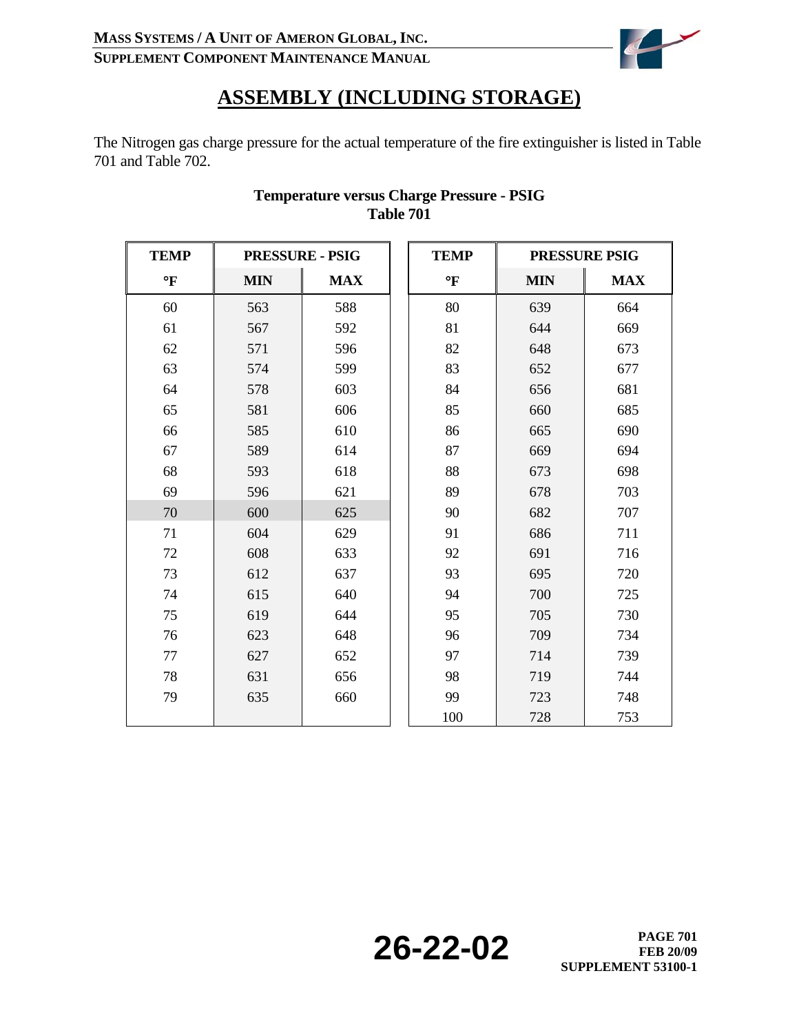# ASSEMBLY (INCLUDING STORAGE)

The Nitrogen gas charge pressure for the actual temperature of the fire extinguisher is listed in Table 701 and Table 702.

**Temperature versus Charge Pressure - PSIG**
**Table 701**

| TEMP | PRESSURE - PSIG | | TEMP | PRESSURE PSIG | |
|---|---|---|---|---|---|
| °F | MIN | MAX | °F | MIN | MAX |
| 60 | 563 | 588 | 80 | 639 | 664 |
| 61 | 567 | 592 | 81 | 644 | 669 |
| 62 | 571 | 596 | 82 | 648 | 673 |
| 63 | 574 | 599 | 83 | 652 | 677 |
| 64 | 578 | 603 | 84 | 656 | 681 |
| 65 | 581 | 606 | 85 | 660 | 685 |
| 66 | 585 | 610 | 86 | 665 | 690 |
| 67 | 589 | 614 | 87 | 669 | 694 |
| 68 | 593 | 618 | 88 | 673 | 698 |
| 69 | 596 | 621 | 89 | 678 | 703 |
| 70 | 600 | 625 | 90 | 682 | 707 |
| 71 | 604 | 629 | 91 | 686 | 711 |
| 72 | 608 | 633 | 92 | 691 | 716 |
| 73 | 612 | 637 | 93 | 695 | 720 |
| 74 | 615 | 640 | 94 | 700 | 725 |
| 75 | 619 | 644 | 95 | 705 | 730 |
| 76 | 623 | 648 | 96 | 709 | 734 |
| 77 | 627 | 652 | 97 | 714 | 739 |
| 78 | 631 | 656 | 98 | 719 | 744 |
| 79 | 635 | 660 | 99 | 723 | 748 |
| | | | 100 | 728 | 753 |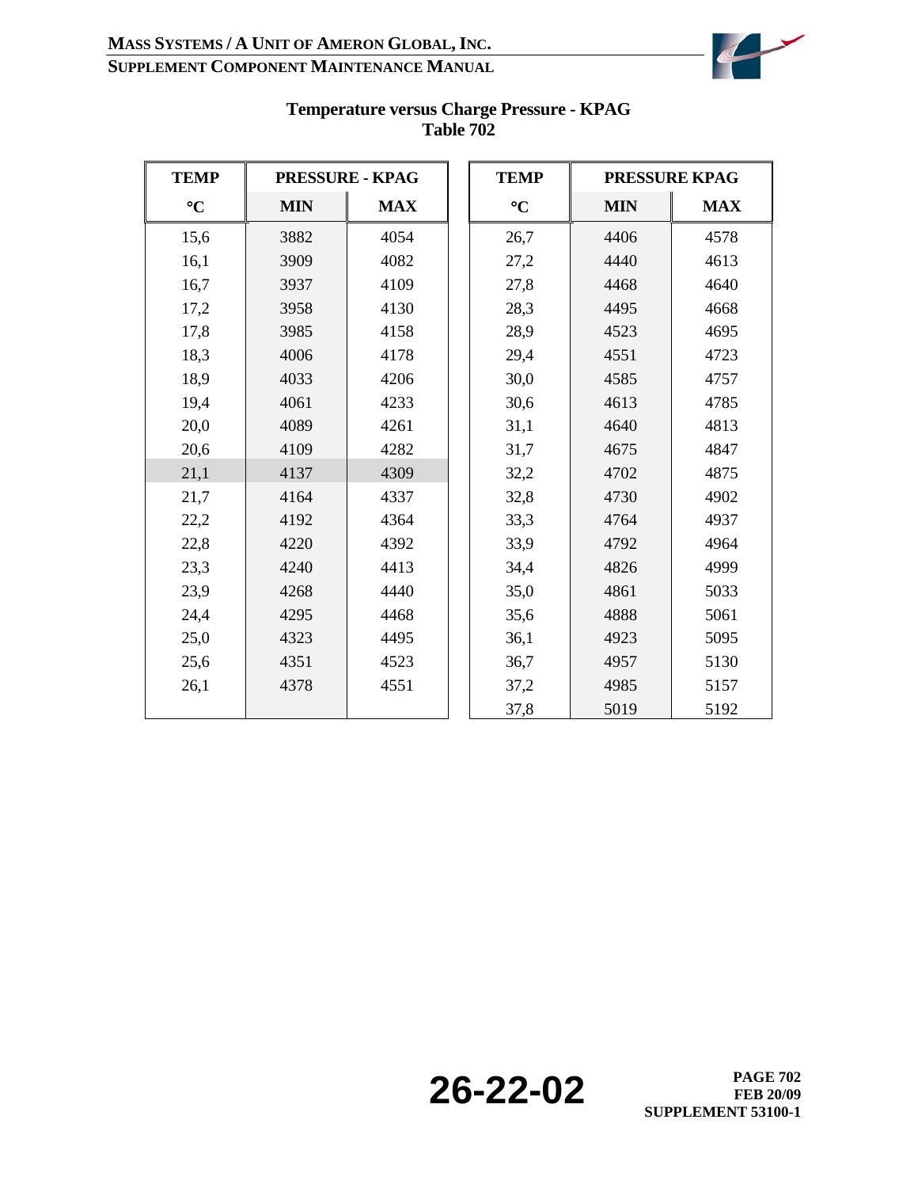**Temperature versus Charge Pressure - KPAG**
**Table 702**

| TEMP | PRESSURE - KPAG | | TEMP | PRESSURE KPAG | |
|---|---|---|---|---|---|
| °C | MIN | MAX | °C | MIN | MAX |
| 15,6 | 3882 | 4054 | 26,7 | 4406 | 4578 |
| 16,1 | 3909 | 4082 | 27,2 | 4440 | 4613 |
| 16,7 | 3937 | 4109 | 27,8 | 4468 | 4640 |
| 17,2 | 3958 | 4130 | 28,3 | 4495 | 4668 |
| 17,8 | 3985 | 4158 | 28,9 | 4523 | 4695 |
| 18,3 | 4006 | 4178 | 29,4 | 4551 | 4723 |
| 18,9 | 4033 | 4206 | 30,0 | 4585 | 4757 |
| 19,4 | 4061 | 4233 | 30,6 | 4613 | 4785 |
| 20,0 | 4089 | 4261 | 31,1 | 4640 | 4813 |
| 20,6 | 4109 | 4282 | 31,7 | 4675 | 4847 |
| 21,1 | 4137 | 4309 | 32,2 | 4702 | 4875 |
| 21,7 | 4164 | 4337 | 32,8 | 4730 | 4902 |
| 22,2 | 4192 | 4364 | 33,3 | 4764 | 4937 |
| 22,8 | 4220 | 4392 | 33,9 | 4792 | 4964 |
| 23,3 | 4240 | 4413 | 34,4 | 4826 | 4999 |
| 23,9 | 4268 | 4440 | 35,0 | 4861 | 5033 |
| 24,4 | 4295 | 4468 | 35,6 | 4888 | 5061 |
| 25,0 | 4323 | 4495 | 36,1 | 4923 | 5095 |
| 25,6 | 4351 | 4523 | 36,7 | 4957 | 5130 |
| 26,1 | 4378 | 4551 | 37,2 | 4985 | 5157 |
| | | | 37,8 | 5019 | 5192 |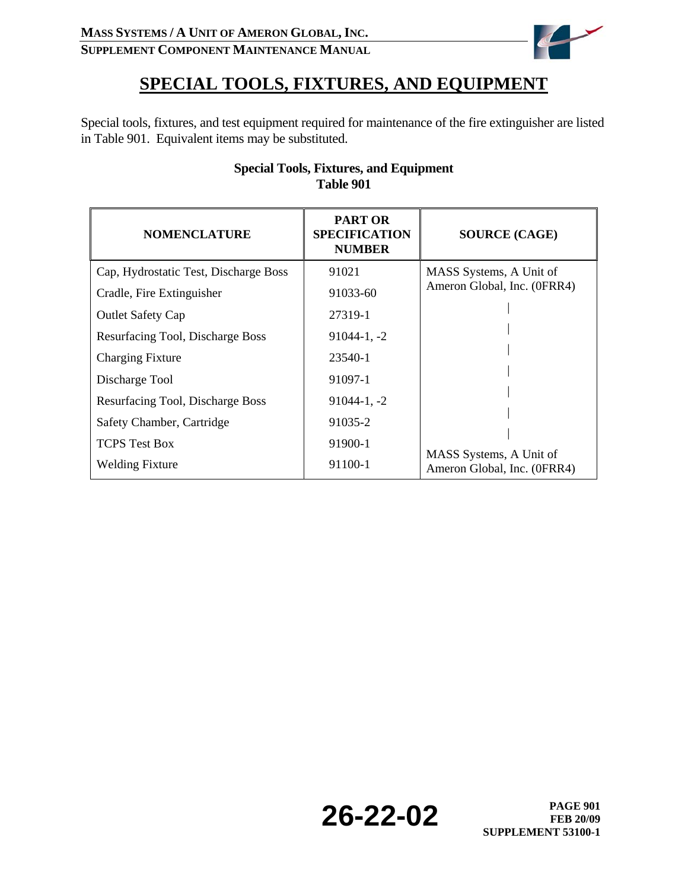# SPECIAL TOOLS, FIXTURES, AND EQUIPMENT

Special tools, fixtures, and test equipment required for maintenance of the fire extinguisher are listed in Table 901. Equivalent items may be substituted.

**Special Tools, Fixtures, and Equipment**
**Table 901**

| NOMENCLATURE | PART OR SPECIFICATION NUMBER | SOURCE (CAGE) |
|---|---|---|
| Cap, Hydrostatic Test, Discharge Boss | 91021 | MASS Systems, A Unit of Ameron Global, Inc. (0FRR4) |
| Cradle, Fire Extinguisher | 91033-60 | \| |
| Outlet Safety Cap | 27319-1 | \| |
| Resurfacing Tool, Discharge Boss | 91044-1, -2 | \| |
| Charging Fixture | 23540-1 | \| |
| Discharge Tool | 91097-1 | \| |
| Resurfacing Tool, Discharge Boss | 91044-1, -2 | \| |
| Safety Chamber, Cartridge | 91035-2 | \| |
| TCPS Test Box | 91900-1 | \| |
| Welding Fixture | 91100-1 | MASS Systems, A Unit of Ameron Global, Inc. (0FRR4) |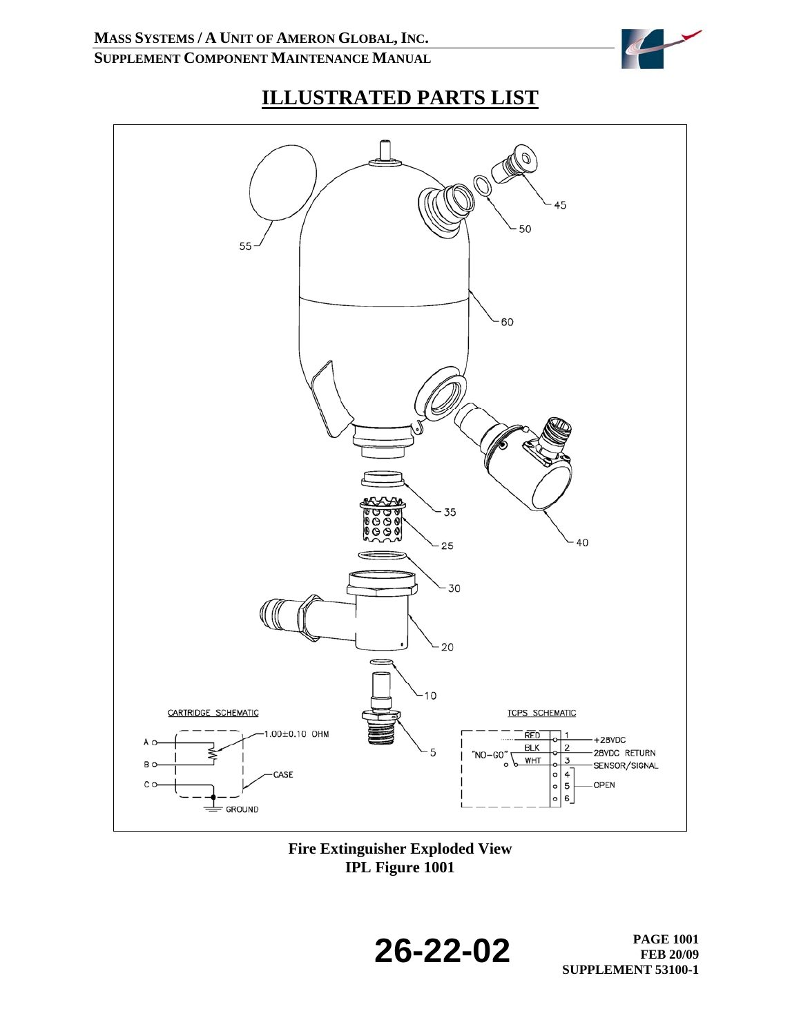# ILLUSTRATED PARTS LIST

**Fire Extinguisher Exploded View**
**IPL Figure 1001**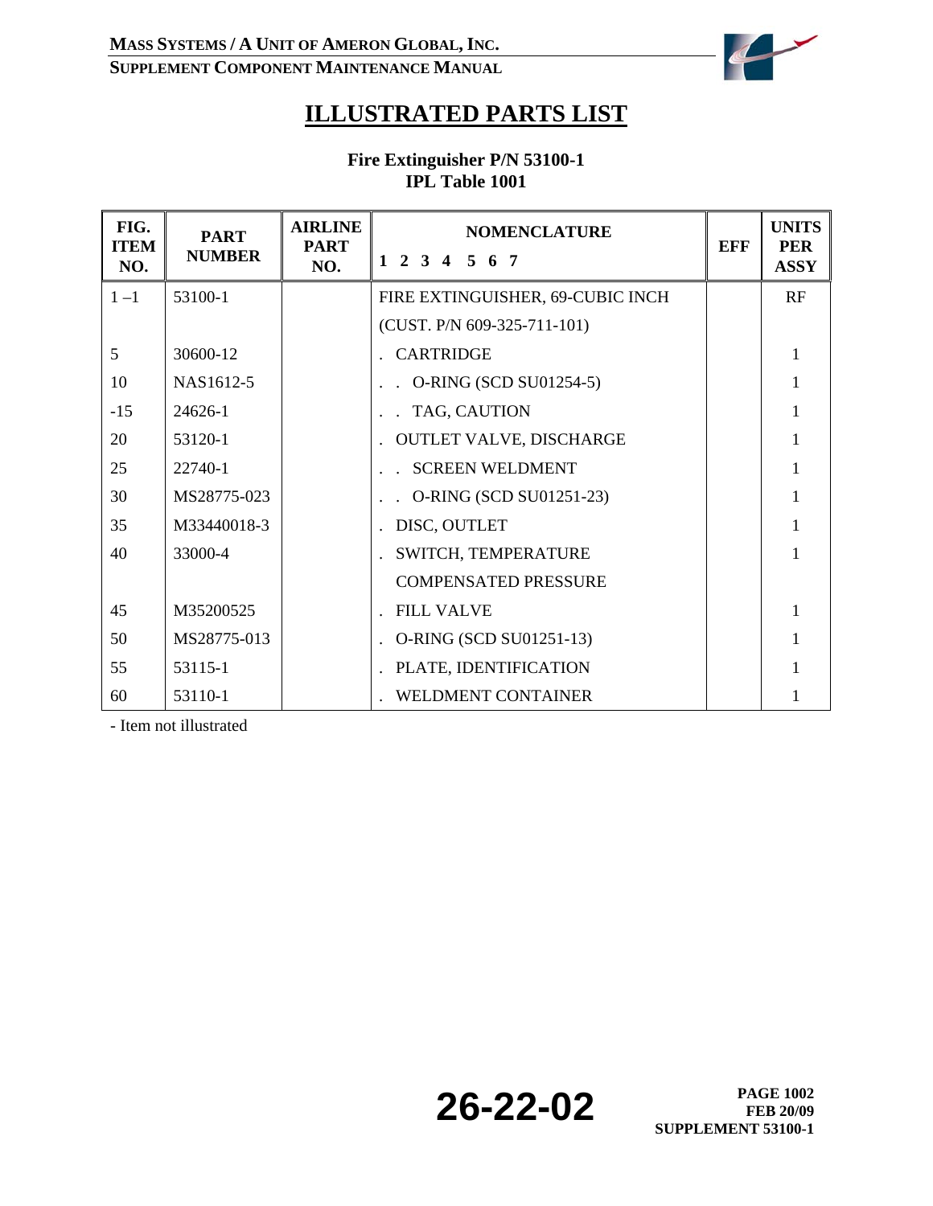# ILLUSTRATED PARTS LIST

**Fire Extinguisher P/N 53100-1**
**IPL Table 1001**

| FIG. ITEM NO. | PART NUMBER | AIRLINE PART NO. | NOMENCLATURE 1 2 3 4 5 6 7 | EFF | UNITS PER ASSY |
|---|---|---|---|---|---|
| 1 –1 | 53100-1 | | FIRE EXTINGUISHER, 69-CUBIC INCH | | RF |
| | | | (CUST. P/N 609-325-711-101) | | |
| 5 | 30600-12 | | . CARTRIDGE | | 1 |
| 10 | NAS1612-5 | | . . O-RING (SCD SU01254-5) | | 1 |
| -15 | 24626-1 | | . . TAG, CAUTION | | 1 |
| 20 | 53120-1 | | . OUTLET VALVE, DISCHARGE | | 1 |
| 25 | 22740-1 | | . . SCREEN WELDMENT | | 1 |
| 30 | MS28775-023 | | . . O-RING (SCD SU01251-23) | | 1 |
| 35 | M33440018-3 | | . DISC, OUTLET | | 1 |
| 40 | 33000-4 | | . SWITCH, TEMPERATURE | | 1 |
| | | | COMPENSATED PRESSURE | | |
| 45 | M35200525 | | . FILL VALVE | | 1 |
| 50 | MS28775-013 | | . O-RING (SCD SU01251-13) | | 1 |
| 55 | 53115-1 | | . PLATE, IDENTIFICATION | | 1 |
| 60 | 53110-1 | | . WELDMENT CONTAINER | | 1 |

- Item not illustrated